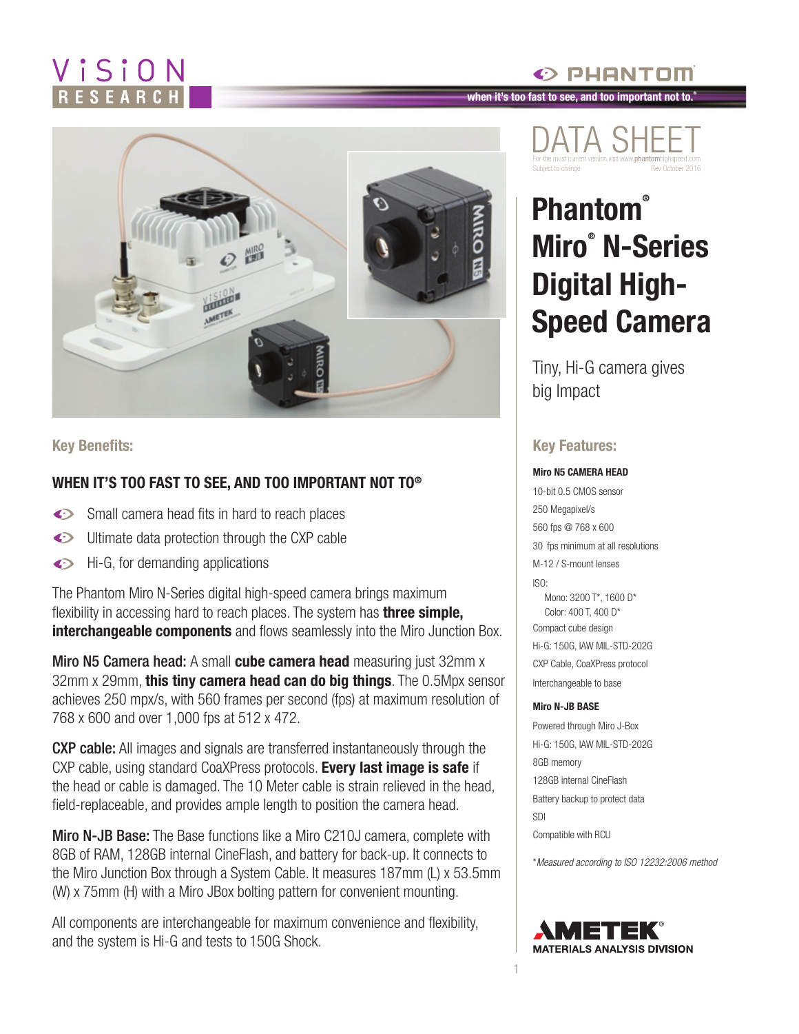# DATA SHEET

For the most current version visit www.phantomhighspeed.com
Subject to change Rev October 2016

# Phantom® Miro® N-Series Digital High-Speed Camera

Tiny, Hi-G camera gives big Impact

## Key Benefits:

### WHEN IT'S TOO FAST TO SEE, AND TOO IMPORTANT NOT TO®

- Small camera head fits in hard to reach places
- Ultimate data protection through the CXP cable
- Hi-G, for demanding applications

The Phantom Miro N-Series digital high-speed camera brings maximum flexibility in accessing hard to reach places. The system has **three simple, interchangeable components** and flows seamlessly into the Miro Junction Box.

**Miro N5 Camera head:** A small **cube camera head** measuring just 32mm x 32mm x 29mm, **this tiny camera head can do big things**. The 0.5Mpx sensor achieves 250 mpx/s, with 560 frames per second (fps) at maximum resolution of 768 x 600 and over 1,000 fps at 512 x 472.

**CXP cable:** All images and signals are transferred instantaneously through the CXP cable, using standard CoaXPress protocols. **Every last image is safe** if the head or cable is damaged. The 10 Meter cable is strain relieved in the head, field-replaceable, and provides ample length to position the camera head.

**Miro N-JB Base:** The Base functions like a Miro C210J camera, complete with 8GB of RAM, 128GB internal CineFlash, and battery for back-up. It connects to the Miro Junction Box through a System Cable. It measures 187mm (L) x 53.5mm (W) x 75mm (H) with a Miro JBox bolting pattern for convenient mounting.

All components are interchangeable for maximum convenience and flexibility, and the system is Hi-G and tests to 150G Shock.

## Key Features:

**Miro N5 CAMERA HEAD**

- 10-bit 0.5 CMOS sensor
- 250 Megapixel/s
- 560 fps @ 768 x 600
- 30 fps minimum at all resolutions
- M-12 / S-mount lenses
- ISO:
  - Mono: 3200 T*, 1600 D*
  - Color: 400 T, 400 D*
- Compact cube design
- Hi-G: 150G, IAW MIL-STD-202G
- CXP Cable, CoaXPress protocol
- Interchangeable to base

**Miro N-JB BASE**

- Powered through Miro J-Box
- Hi-G: 150G, IAW MIL-STD-202G
- 8GB memory
- 128GB internal CineFlash
- Battery backup to protect data
- SDI
- Compatible with RCU

*\*Measured according to ISO 12232:2006 method*

AMETEK® MATERIALS ANALYSIS DIVISION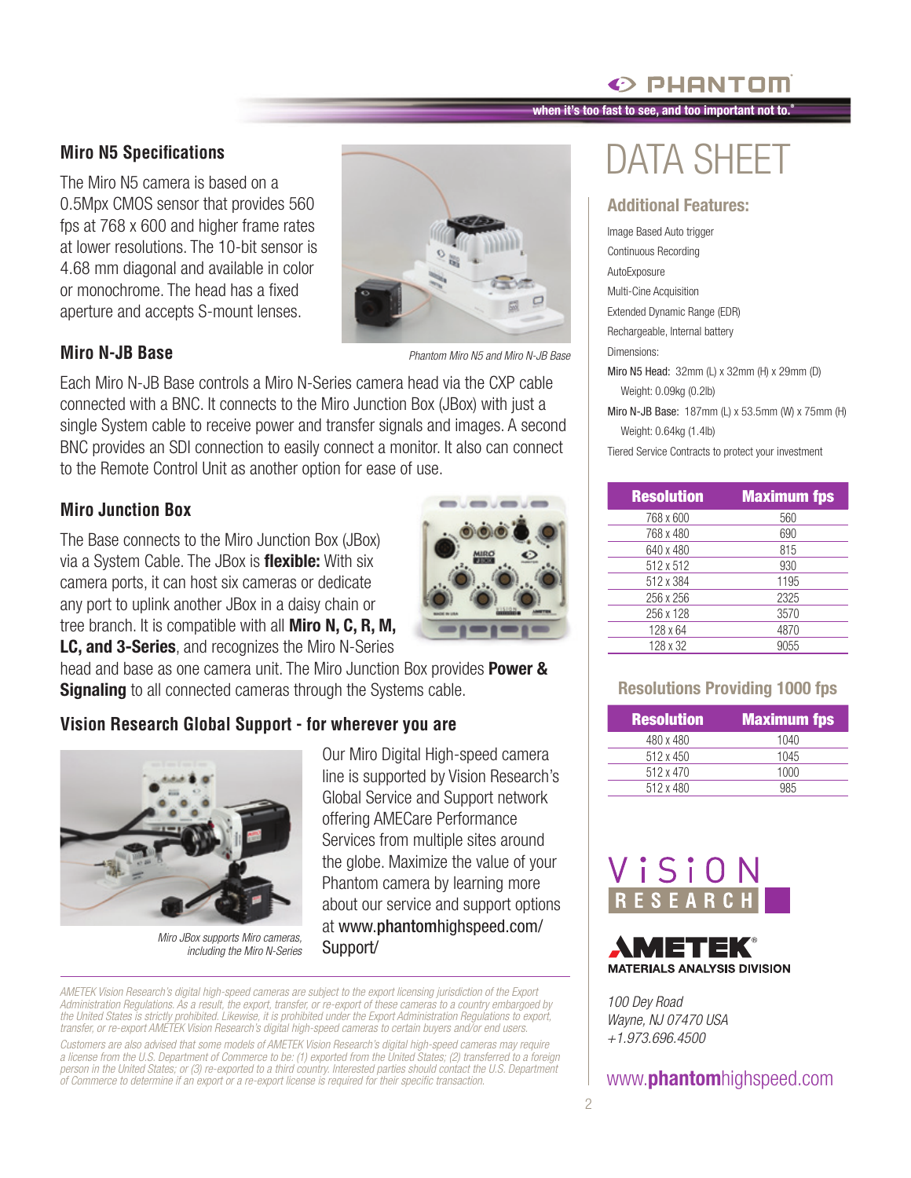PHANTOM

when it's too fast to see, and too important not to.®

## Miro N5 Specifications

The Miro N5 camera is based on a 0.5Mpx CMOS sensor that provides 560 fps at 768 x 600 and higher frame rates at lower resolutions. The 10-bit sensor is 4.68 mm diagonal and available in color or monochrome. The head has a fixed aperture and accepts S-mount lenses.

*Phantom Miro N5 and Miro N-JB Base*

## Miro N-JB Base

Each Miro N-JB Base controls a Miro N-Series camera head via the CXP cable connected with a BNC. It connects to the Miro Junction Box (JBox) with just a single System cable to receive power and transfer signals and images. A second BNC provides an SDI connection to easily connect a monitor. It also can connect to the Remote Control Unit as another option for ease of use.

## Miro Junction Box

The Base connects to the Miro Junction Box (JBox) via a System Cable. The JBox is **flexible:** With six camera ports, it can host six cameras or dedicate any port to uplink another JBox in a daisy chain or tree branch. It is compatible with all **Miro N, C, R, M, LC, and 3-Series**, and recognizes the Miro N-Series head and base as one camera unit. The Miro Junction Box provides **Power & Signaling** to all connected cameras through the Systems cable.

## Vision Research Global Support - for wherever you are

*Miro JBox supports Miro cameras, including the Miro N-Series*

Our Miro Digital High-speed camera line is supported by Vision Research's Global Service and Support network offering AMECare Performance Services from multiple sites around the globe. Maximize the value of your Phantom camera by learning more about our service and support options at www.**phantom**highspeed.com/Support/

*AMETEK Vision Research's digital high-speed cameras are subject to the export licensing jurisdiction of the Export Administration Regulations. As a result, the export, transfer, or re-export of these cameras to a country embargoed by the United States is strictly prohibited. Likewise, it is prohibited under the Export Administration Regulations to export, transfer, or re-export AMETEK Vision Research's digital high-speed cameras to certain buyers and/or end users.*

*Customers are also advised that some models of AMETEK Vision Research's digital high-speed cameras may require a license from the U.S. Department of Commerce to be: (1) exported from the United States; (2) transferred to a foreign person in the United States; or (3) re-exported to a third country. Interested parties should contact the U.S. Department of Commerce to determine if an export or a re-export license is required for their specific transaction.*

# DATA SHEET

### Additional Features:

Image Based Auto trigger

Continuous Recording

AutoExposure

Multi-Cine Acquisition

Extended Dynamic Range (EDR)

Rechargeable, Internal battery

Dimensions:

Miro N5 Head: 32mm (L) x 32mm (H) x 29mm (D)
Weight: 0.09kg (0.2lb)

Miro N-JB Base: 187mm (L) x 53.5mm (W) x 75mm (H)
Weight: 0.64kg (1.4lb)

Tiered Service Contracts to protect your investment

| Resolution | Maximum fps |
|---|---|
| 768 x 600 | 560 |
| 768 x 480 | 690 |
| 640 x 480 | 815 |
| 512 x 512 | 930 |
| 512 x 384 | 1195 |
| 256 x 256 | 2325 |
| 256 x 128 | 3570 |
| 128 x 64 | 4870 |
| 128 x 32 | 9055 |

### Resolutions Providing 1000 fps

| Resolution | Maximum fps |
|---|---|
| 480 x 480 | 1040 |
| 512 x 450 | 1045 |
| 512 x 470 | 1000 |
| 512 x 480 | 985 |

VISION RESEARCH

AMETEK®
MATERIALS ANALYSIS DIVISION

*100 Dey Road*
*Wayne, NJ 07470 USA*
*+1.973.696.4500*

www.**phantom**highspeed.com